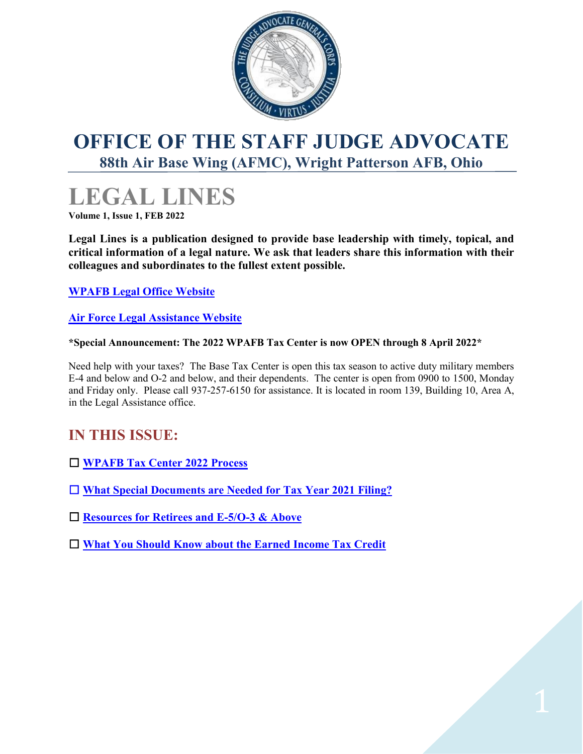# OFFICE OF THE STAFF JUDGE ADVOCATE

## 88th Air Base Wing (AFMC), Wright Patterson AFB, Ohio

# LEGAL LINES

**Volume 1, Issue 1, FEB 2022**

**Legal Lines is a publication designed to provide base leadership with timely, topical, and critical information of a legal nature. We ask that leaders share this information with their colleagues and subordinates to the fullest extent possible.**

**WPAFB Legal Office Website**

**Air Force Legal Assistance Website**

**\*Special Announcement: The 2022 WPAFB Tax Center is now OPEN through 8 April 2022\***

Need help with your taxes? The Base Tax Center is open this tax season to active duty military members E-4 and below and O-2 and below, and their dependents. The center is open from 0900 to 1500, Monday and Friday only. Please call 937-257-6150 for assistance. It is located in room 139, Building 10, Area A, in the Legal Assistance office.

## IN THIS ISSUE:

- ☐ **WPAFB Tax Center 2022 Process**
- ☐ **What Special Documents are Needed for Tax Year 2021 Filing?**
- ☐ **Resources for Retirees and E-5/O-3 & Above**
- ☐ **What You Should Know about the Earned Income Tax Credit**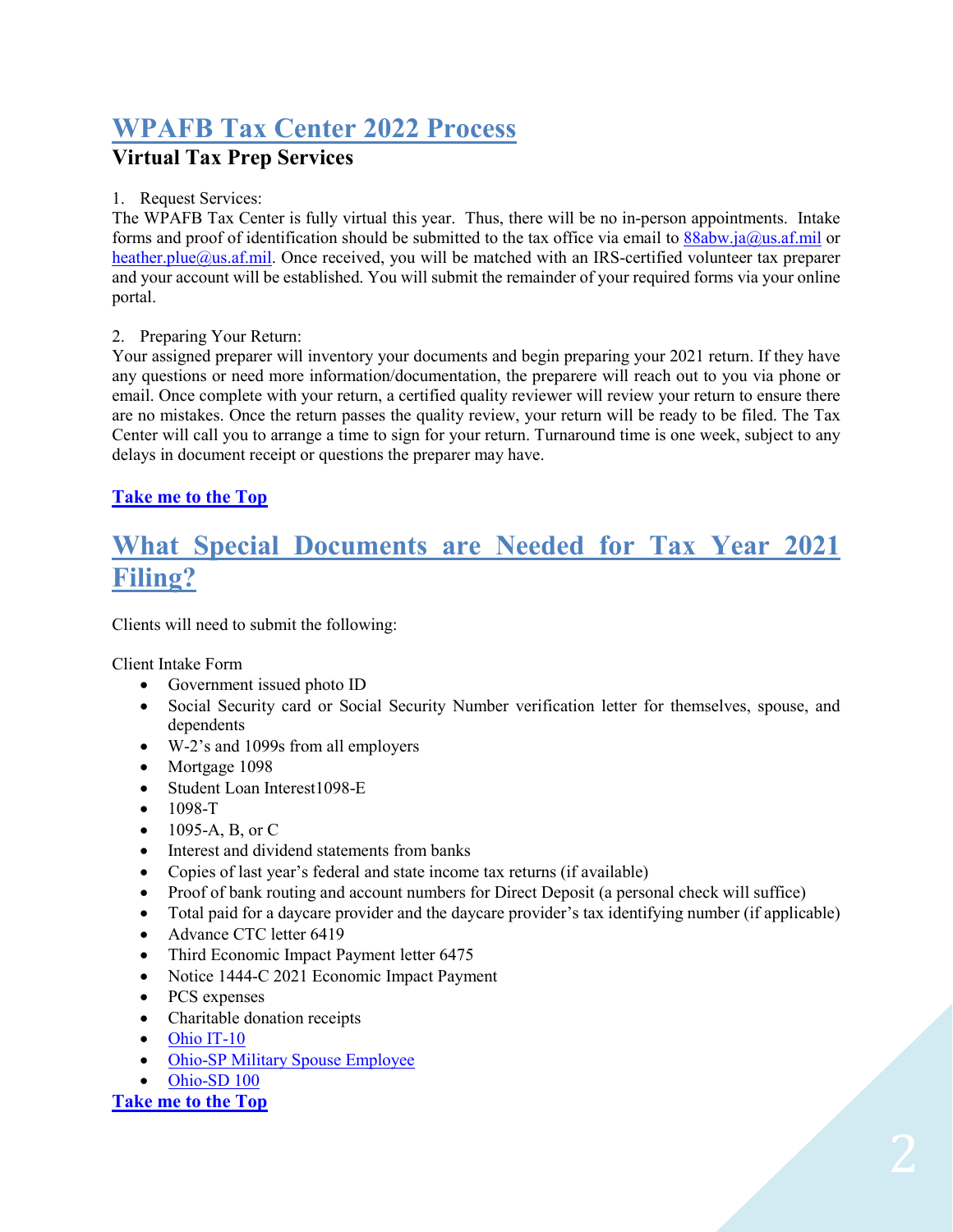# WPAFB Tax Center 2022 Process

## Virtual Tax Prep Services

1. Request Services:

The WPAFB Tax Center is fully virtual this year. Thus, there will be no in-person appointments. Intake forms and proof of identification should be submitted to the tax office via email to 88abw.ja@us.af.mil or heather.plue@us.af.mil. Once received, you will be matched with an IRS-certified volunteer tax preparer and your account will be established. You will submit the remainder of your required forms via your online portal.

2. Preparing Your Return:

Your assigned preparer will inventory your documents and begin preparing your 2021 return. If they have any questions or need more information/documentation, the preparere will reach out to you via phone or email. Once complete with your return, a certified quality reviewer will review your return to ensure there are no mistakes. Once the return passes the quality review, your return will be ready to be filed. The Tax Center will call you to arrange a time to sign for your return. Turnaround time is one week, subject to any delays in document receipt or questions the preparer may have.

**Take me to the Top**

# What Special Documents are Needed for Tax Year 2021 Filing?

Clients will need to submit the following:

Client Intake Form

- Government issued photo ID
- Social Security card or Social Security Number verification letter for themselves, spouse, and dependents
- W-2's and 1099s from all employers
- Mortgage 1098
- Student Loan Interest1098-E
- 1098-T
- 1095-A, B, or C
- Interest and dividend statements from banks
- Copies of last year's federal and state income tax returns (if available)
- Proof of bank routing and account numbers for Direct Deposit (a personal check will suffice)
- Total paid for a daycare provider and the daycare provider's tax identifying number (if applicable)
- Advance CTC letter 6419
- Third Economic Impact Payment letter 6475
- Notice 1444-C 2021 Economic Impact Payment
- PCS expenses
- Charitable donation receipts
- Ohio IT-10
- Ohio-SP Military Spouse Employee
- Ohio-SD 100

**Take me to the Top**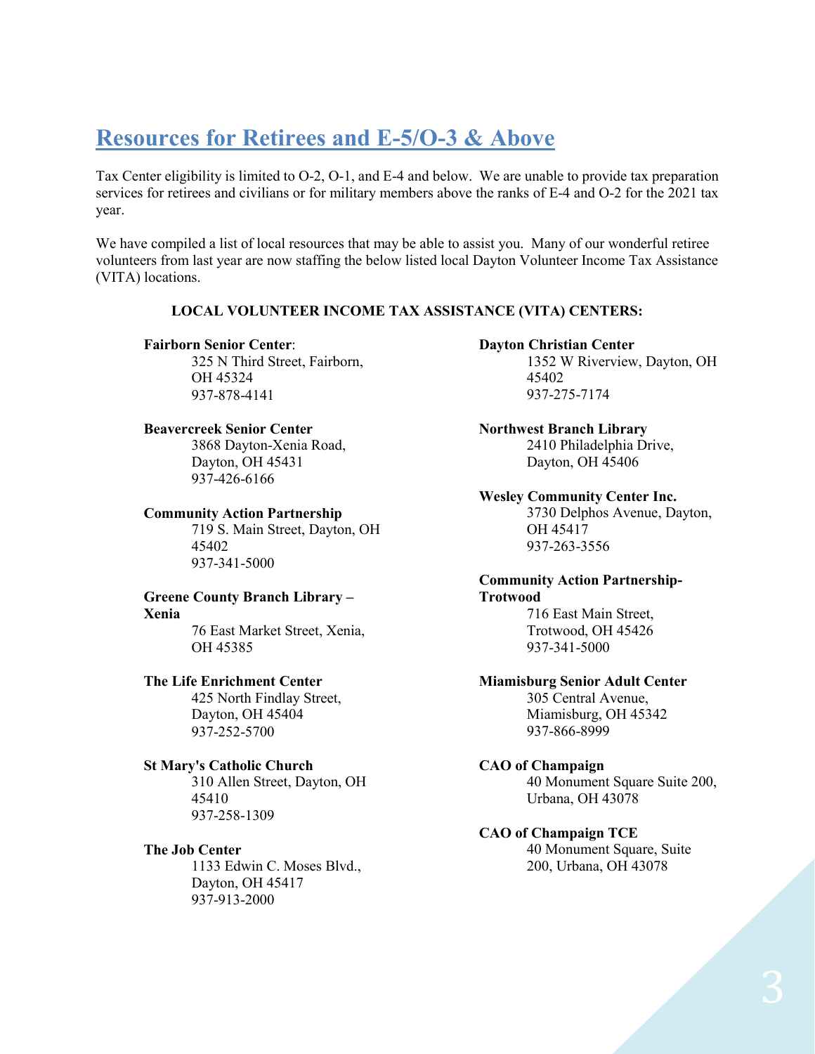## Resources for Retirees and E-5/O-3 & Above

Tax Center eligibility is limited to O-2, O-1, and E-4 and below. We are unable to provide tax preparation services for retirees and civilians or for military members above the ranks of E-4 and O-2 for the 2021 tax year.

We have compiled a list of local resources that may be able to assist you. Many of our wonderful retiree volunteers from last year are now staffing the below listed local Dayton Volunteer Income Tax Assistance (VITA) locations.

**LOCAL VOLUNTEER INCOME TAX ASSISTANCE (VITA) CENTERS:**

**Fairborn Senior Center**:
325 N Third Street, Fairborn, OH 45324
937-878-4141

**Beavercreek Senior Center**
3868 Dayton-Xenia Road, Dayton, OH 45431
937-426-6166

**Community Action Partnership**
719 S. Main Street, Dayton, OH 45402
937-341-5000

**Greene County Branch Library – Xenia**
76 East Market Street, Xenia, OH 45385

**The Life Enrichment Center**
425 North Findlay Street, Dayton, OH 45404
937-252-5700

**St Mary's Catholic Church**
310 Allen Street, Dayton, OH 45410
937-258-1309

**The Job Center**
1133 Edwin C. Moses Blvd., Dayton, OH 45417
937-913-2000

**Dayton Christian Center**
1352 W Riverview, Dayton, OH 45402
937-275-7174

**Northwest Branch Library**
2410 Philadelphia Drive, Dayton, OH 45406

**Wesley Community Center Inc.**
3730 Delphos Avenue, Dayton, OH 45417
937-263-3556

**Community Action Partnership-Trotwood**
716 East Main Street, Trotwood, OH 45426
937-341-5000

**Miamisburg Senior Adult Center**
305 Central Avenue, Miamisburg, OH 45342
937-866-8999

**CAO of Champaign**
40 Monument Square Suite 200, Urbana, OH 43078

**CAO of Champaign TCE**
40 Monument Square, Suite 200, Urbana, OH 43078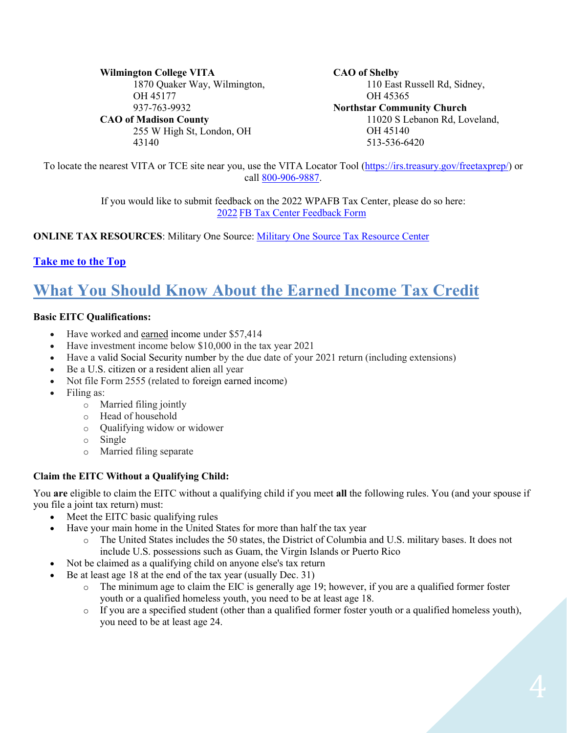**Wilmington College VITA**
1870 Quaker Way, Wilmington, OH 45177
937-763-9932

**CAO of Madison County**
255 W High St, London, OH 43140

**CAO of Shelby**
110 East Russell Rd, Sidney, OH 45365

**Northstar Community Church**
11020 S Lebanon Rd, Loveland, OH 45140
513-536-6420

To locate the nearest VITA or TCE site near you, use the VITA Locator Tool ([https://irs.treasury.gov/freetaxprep/](https://irs.treasury.gov/freetaxprep/)) or call [800-906-9887](800-906-9887).

If you would like to submit feedback on the 2022 WPAFB Tax Center, please do so here: [2022 FB Tax Center Feedback Form]()

**ONLINE TAX RESOURCES**: Military One Source: [Military One Source Tax Resource Center]()

[**Take me to the Top**]()

# [What You Should Know About the Earned Income Tax Credit]()

**Basic EITC Qualifications:**

- Have worked and earned income under $57,414
- Have investment income below $10,000 in the tax year 2021
- Have a valid Social Security number by the due date of your 2021 return (including extensions)
- Be a U.S. citizen or a resident alien all year
- Not file Form 2555 (related to foreign earned income)
- Filing as:
  - Married filing jointly
  - Head of household
  - Qualifying widow or widower
  - Single
  - Married filing separate

**Claim the EITC Without a Qualifying Child:**

You **are** eligible to claim the EITC without a qualifying child if you meet **all** the following rules. You (and your spouse if you file a joint tax return) must:

- Meet the EITC basic qualifying rules
- Have your main home in the United States for more than half the tax year
  - The United States includes the 50 states, the District of Columbia and U.S. military bases. It does not include U.S. possessions such as Guam, the Virgin Islands or Puerto Rico
- Not be claimed as a qualifying child on anyone else's tax return
- Be at least age 18 at the end of the tax year (usually Dec. 31)
  - The minimum age to claim the EIC is generally age 19; however, if you are a qualified former foster youth or a qualified homeless youth, you need to be at least age 18.
  - If you are a specified student (other than a qualified former foster youth or a qualified homeless youth), you need to be at least age 24.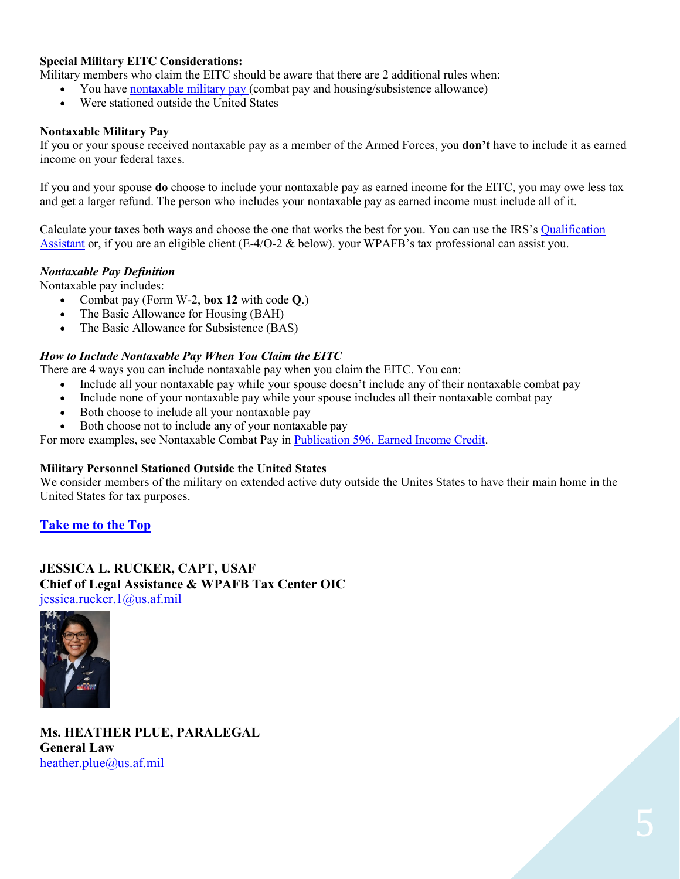**Special Military EITC Considerations:**
Military members who claim the EITC should be aware that there are 2 additional rules when:

- You have nontaxable military pay (combat pay and housing/subsistence allowance)
- Were stationed outside the United States

**Nontaxable Military Pay**
If you or your spouse received nontaxable pay as a member of the Armed Forces, you **don't** have to include it as earned income on your federal taxes.

If you and your spouse **do** choose to include your nontaxable pay as earned income for the EITC, you may owe less tax and get a larger refund. The person who includes your nontaxable pay as earned income must include all of it.

Calculate your taxes both ways and choose the one that works the best for you. You can use the IRS's Qualification Assistant or, if you are an eligible client (E-4/O-2 & below). your WPAFB's tax professional can assist you.

***Nontaxable Pay Definition***
Nontaxable pay includes:

- Combat pay (Form W-2, **box 12** with code **Q**.)
- The Basic Allowance for Housing (BAH)
- The Basic Allowance for Subsistence (BAS)

***How to Include Nontaxable Pay When You Claim the EITC***
There are 4 ways you can include nontaxable pay when you claim the EITC. You can:

- Include all your nontaxable pay while your spouse doesn't include any of their nontaxable combat pay
- Include none of your nontaxable pay while your spouse includes all their nontaxable combat pay
- Both choose to include all your nontaxable pay
- Both choose not to include any of your nontaxable pay

For more examples, see Nontaxable Combat Pay in Publication 596, Earned Income Credit.

**Military Personnel Stationed Outside the United States**
We consider members of the military on extended active duty outside the Unites States to have their main home in the United States for tax purposes.

**Take me to the Top**

**JESSICA L. RUCKER, CAPT, USAF**
**Chief of Legal Assistance & WPAFB Tax Center OIC**
jessica.rucker.1@us.af.mil

**Ms. HEATHER PLUE, PARALEGAL**
**General Law**
heather.plue@us.af.mil